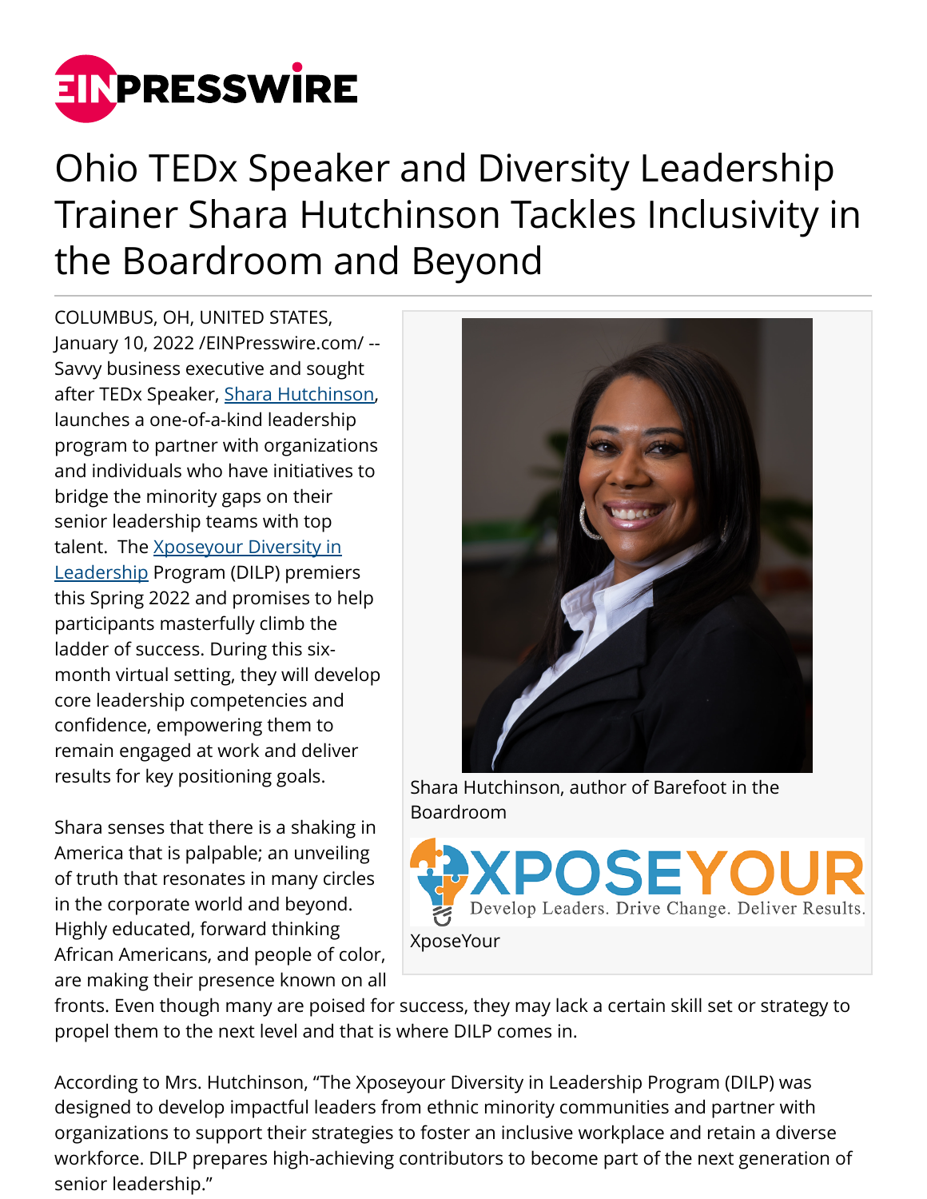# Ohio TEDx Speaker and Diversity Leadership Trainer Shara Hutchinson Tackles Inclusivity in the Boardroom and Beyond

COLUMBUS, OH, UNITED STATES, January 10, 2022 /EINPresswire.com/ -- Savvy business executive and sought after TEDx Speaker, Shara Hutchinson, launches a one-of-a-kind leadership program to partner with organizations and individuals who have initiatives to bridge the minority gaps on their senior leadership teams with top talent. The Xposeyour Diversity in Leadership Program (DILP) premiers this Spring 2022 and promises to help participants masterfully climb the ladder of success. During this six-month virtual setting, they will develop core leadership competencies and confidence, empowering them to remain engaged at work and deliver results for key positioning goals.

Shara Hutchinson, author of Barefoot in the Boardroom

XposeYour

Shara senses that there is a shaking in America that is palpable; an unveiling of truth that resonates in many circles in the corporate world and beyond. Highly educated, forward thinking African Americans, and people of color, are making their presence known on all fronts. Even though many are poised for success, they may lack a certain skill set or strategy to propel them to the next level and that is where DILP comes in.

According to Mrs. Hutchinson, "The Xposeyour Diversity in Leadership Program (DILP) was designed to develop impactful leaders from ethnic minority communities and partner with organizations to support their strategies to foster an inclusive workplace and retain a diverse workforce. DILP prepares high-achieving contributors to become part of the next generation of senior leadership."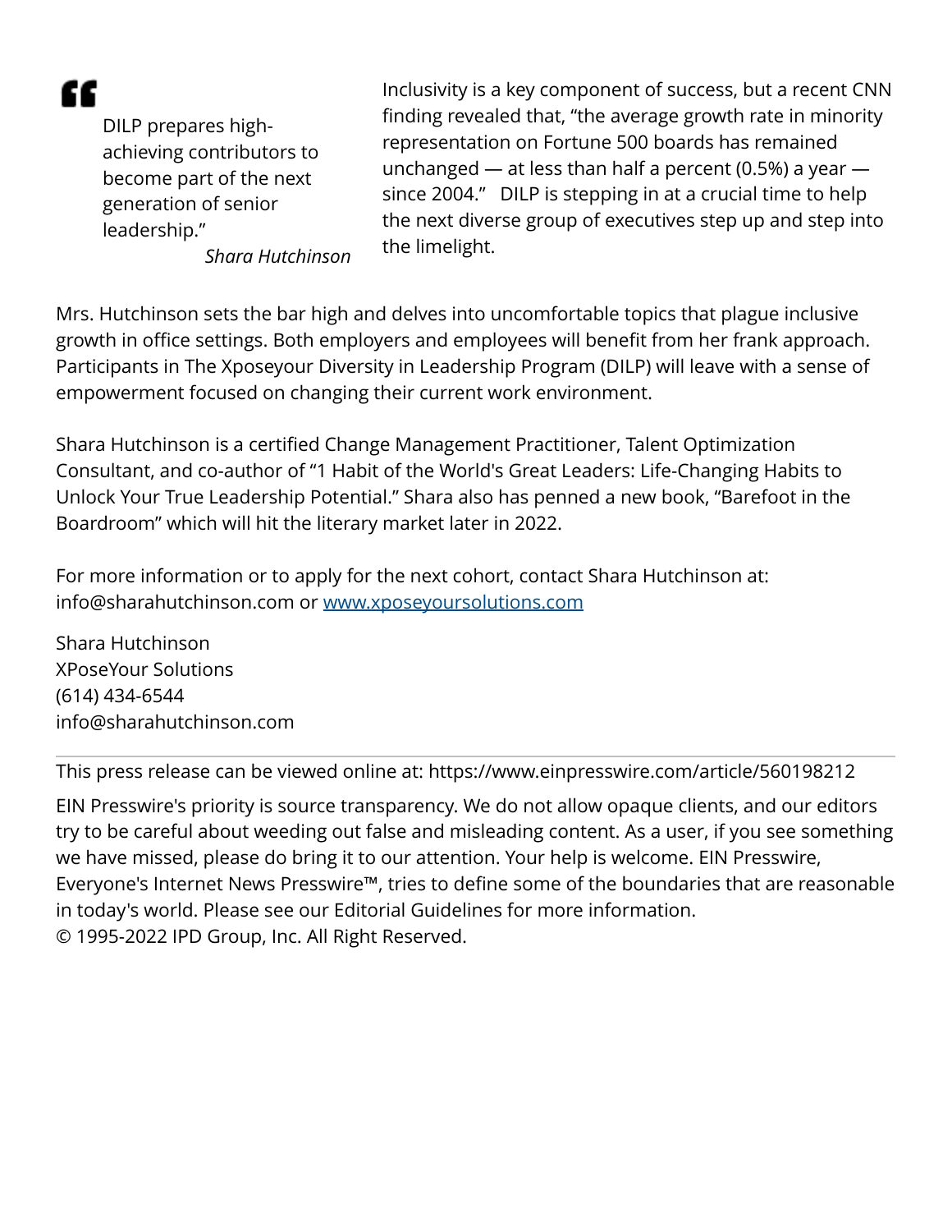> DILP prepares high-achieving contributors to become part of the next generation of senior leadership."
>
> *Shara Hutchinson*

Inclusivity is a key component of success, but a recent CNN finding revealed that, "the average growth rate in minority representation on Fortune 500 boards has remained unchanged — at less than half a percent (0.5%) a year — since 2004." DILP is stepping in at a crucial time to help the next diverse group of executives step up and step into the limelight.

Mrs. Hutchinson sets the bar high and delves into uncomfortable topics that plague inclusive growth in office settings. Both employers and employees will benefit from her frank approach. Participants in The Xposeyour Diversity in Leadership Program (DILP) will leave with a sense of empowerment focused on changing their current work environment.

Shara Hutchinson is a certified Change Management Practitioner, Talent Optimization Consultant, and co-author of "1 Habit of the World's Great Leaders: Life-Changing Habits to Unlock Your True Leadership Potential." Shara also has penned a new book, "Barefoot in the Boardroom" which will hit the literary market later in 2022.

For more information or to apply for the next cohort, contact Shara Hutchinson at: info@sharahutchinson.com or [www.xposeyoursolutions.com](www.xposeyoursolutions.com)

Shara Hutchinson
XPoseYour Solutions
(614) 434-6544
info@sharahutchinson.com

---

This press release can be viewed online at: https://www.einpresswire.com/article/560198212

EIN Presswire's priority is source transparency. We do not allow opaque clients, and our editors try to be careful about weeding out false and misleading content. As a user, if you see something we have missed, please do bring it to our attention. Your help is welcome. EIN Presswire, Everyone's Internet News Presswire™, tries to define some of the boundaries that are reasonable in today's world. Please see our Editorial Guidelines for more information.
© 1995-2022 IPD Group, Inc. All Right Reserved.